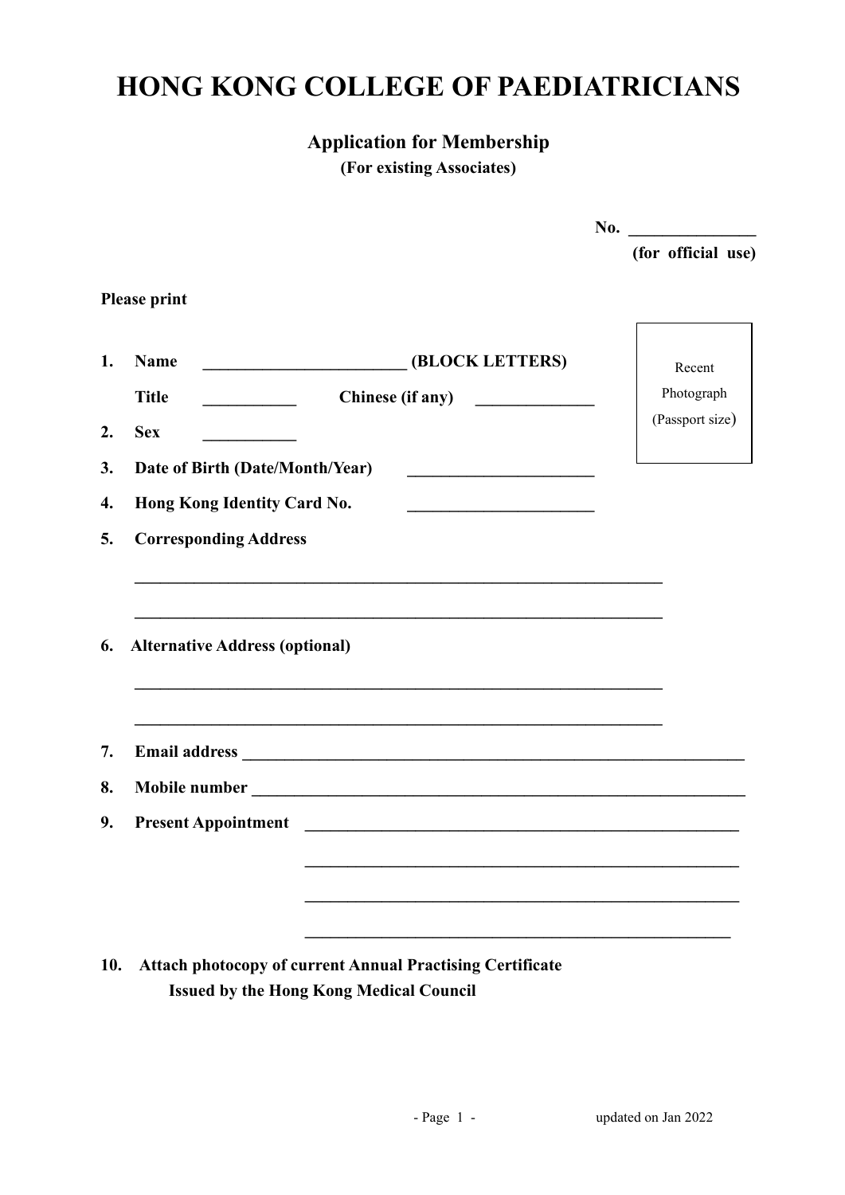# HONG KONG COLLEGE OF PAEDIATRICIANS

## Application for Membership

**(For existing Associates)**

**No.** _______________
**(for official use)**

**Please print**

Recent Photograph (Passport size)

1. **Name** ________________________ **(BLOCK LETTERS)**

   **Title** ___________ **Chinese (if any)** ______________

2. **Sex** ___________

3. **Date of Birth (Date/Month/Year)** ______________________

4. **Hong Kong Identity Card No.** ______________________

5. **Corresponding Address**

   ______________________________________________________________

   ______________________________________________________________

6. **Alternative Address (optional)**

   ______________________________________________________________

   ______________________________________________________________

7. **Email address** ____________________________________________________________

8. **Mobile number** ___________________________________________________________

9. **Present Appointment** ____________________________________________________

   ____________________________________________________

   ____________________________________________________

   ____________________________________________________

10. **Attach photocopy of current Annual Practising Certificate Issued by the Hong Kong Medical Council**

updated on Jan 2022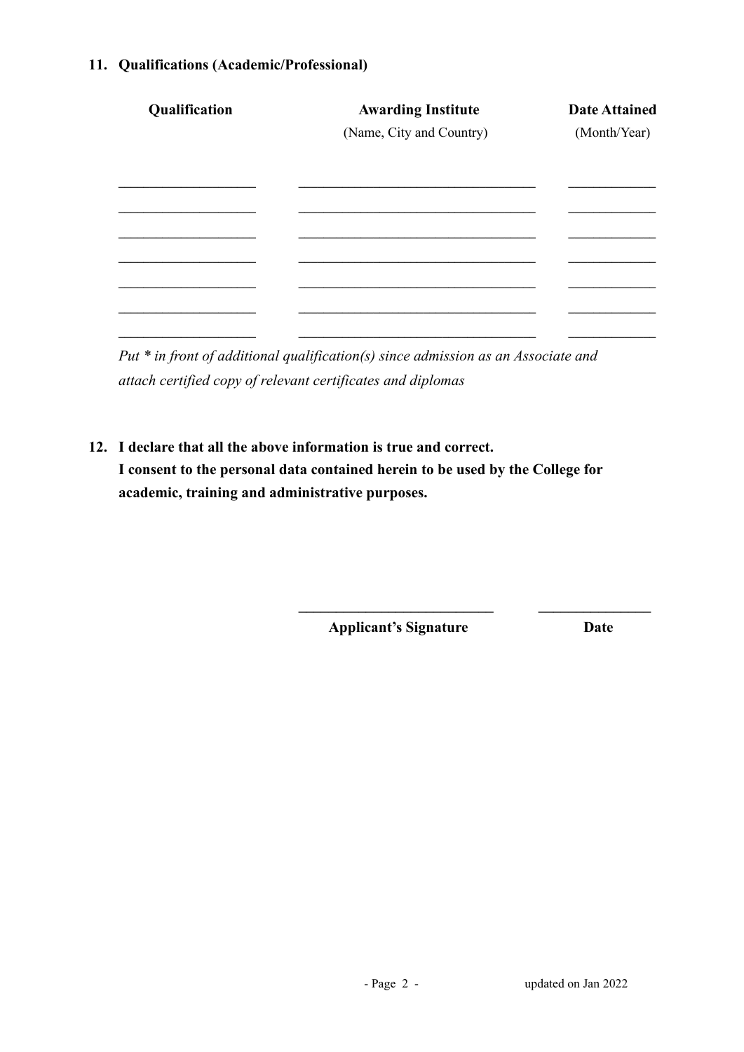**11. Qualifications (Academic/Professional)**

| **Qualification** | **Awarding Institute** (Name, City and Country) | **Date Attained** (Month/Year) |
| --- | --- | --- |
| | | |
| | | |
| | | |
| | | |
| | | |
| | | |
| | | |

*Put * in front of additional qualification(s) since admission as an Associate and attach certified copy of relevant certificates and diplomas*

**12. I declare that all the above information is true and correct.**
**I consent to the personal data contained herein to be used by the College for academic, training and administrative purposes.**

\_\_\_\_\_\_\_\_\_\_\_\_\_\_\_\_\_\_\_\_\_\_\_\_\_\_\_ \_\_\_\_\_\_\_\_\_\_\_\_\_\_\_\_

**Applicant's Signature** **Date**

updated on Jan 2022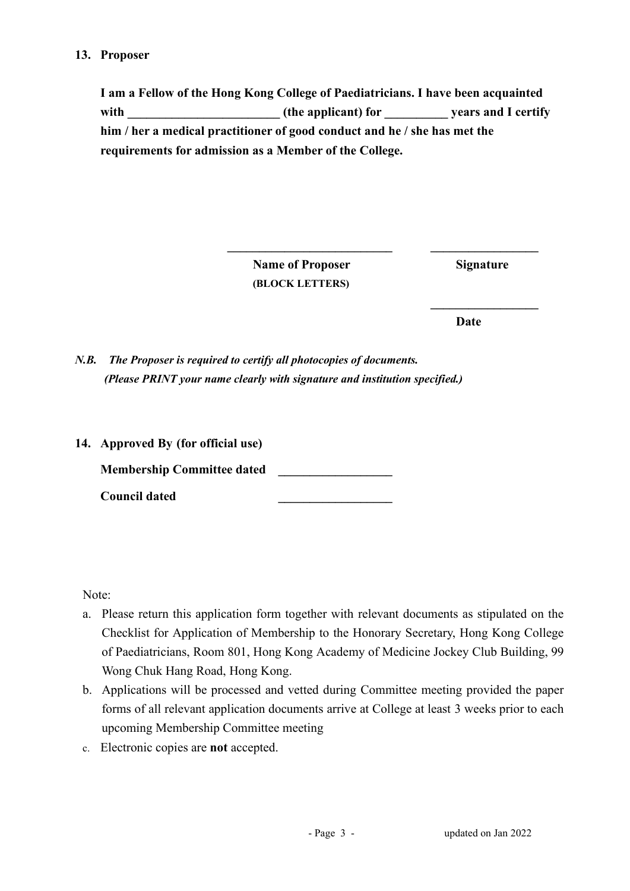**13. Proposer**

**I am a Fellow of the Hong Kong College of Paediatricians. I have been acquainted with ________________________ (the applicant) for __________ years and I certify him / her a medical practitioner of good conduct and he / she has met the requirements for admission as a Member of the College.**

___________________________ _________________

**Name of Proposer** **Signature**

**(BLOCK LETTERS)**

_________________

**Date**

***N.B. The Proposer is required to certify all photocopies of documents.***
***(Please PRINT your name clearly with signature and institution specified.)***

**14. Approved By (for official use)**

**Membership Committee dated** __________________

**Council dated** __________________

Note:

a. Please return this application form together with relevant documents as stipulated on the Checklist for Application of Membership to the Honorary Secretary, Hong Kong College of Paediatricians, Room 801, Hong Kong Academy of Medicine Jockey Club Building, 99 Wong Chuk Hang Road, Hong Kong.

b. Applications will be processed and vetted during Committee meeting provided the paper forms of all relevant application documents arrive at College at least 3 weeks prior to each upcoming Membership Committee meeting

c. Electronic copies are **not** accepted.

updated on Jan 2022